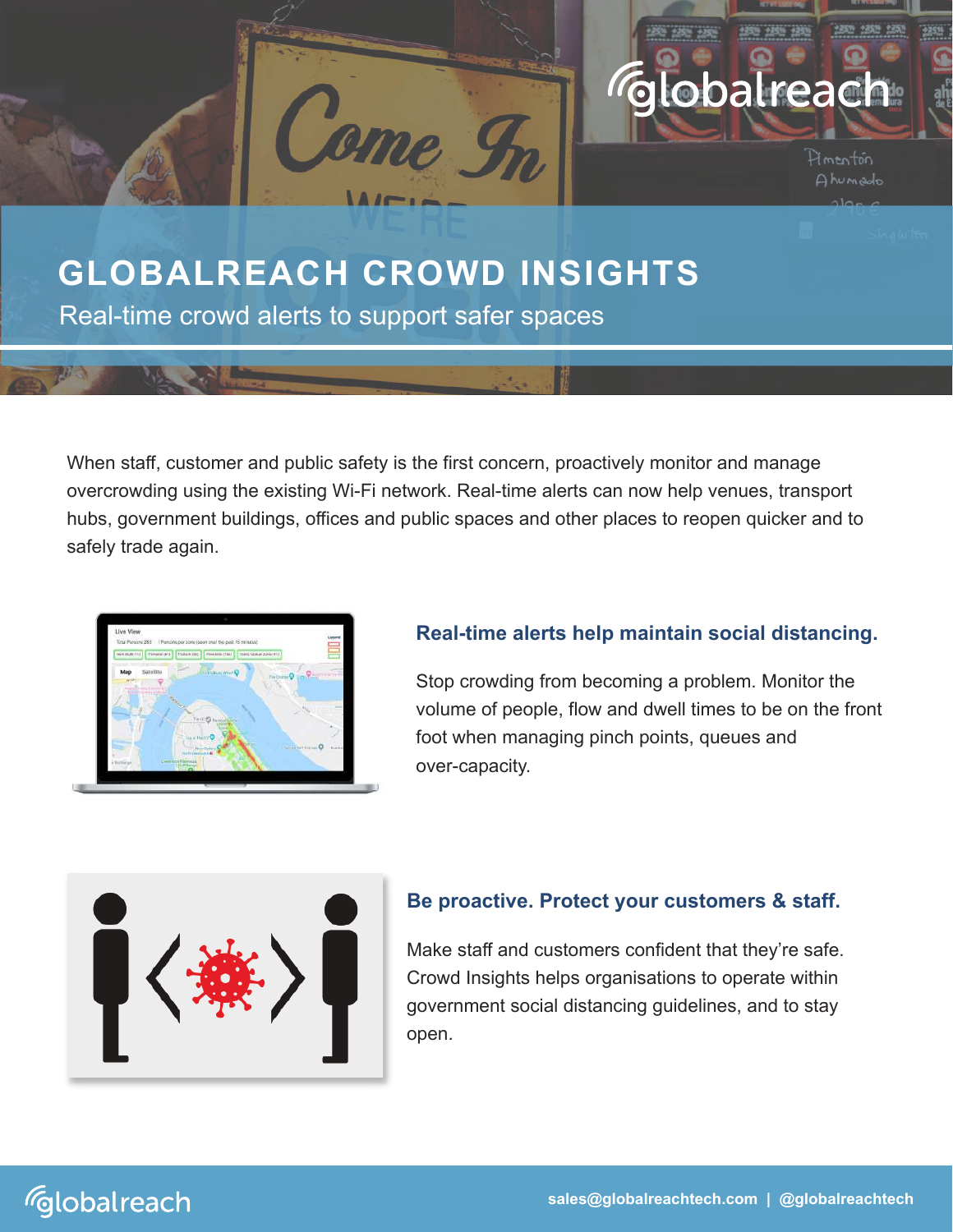# GLOBALREACH CROWD INSIGHTS

Real-time crowd alerts to support safer spaces

When staff, customer and public safety is the first concern, proactively monitor and manage overcrowding using the existing Wi-Fi network. Real-time alerts can now help venues, transport hubs, government buildings, offices and public spaces and other places to reopen quicker and to safely trade again.

## Real-time alerts help maintain social distancing.

Stop crowding from becoming a problem. Monitor the volume of people, flow and dwell times to be on the front foot when managing pinch points, queues and over-capacity.

## Be proactive. Protect your customers & staff.

Make staff and customers confident that they're safe. Crowd Insights helps organisations to operate within government social distancing guidelines, and to stay open.

sales@globalreachtech.com | @globalreachtech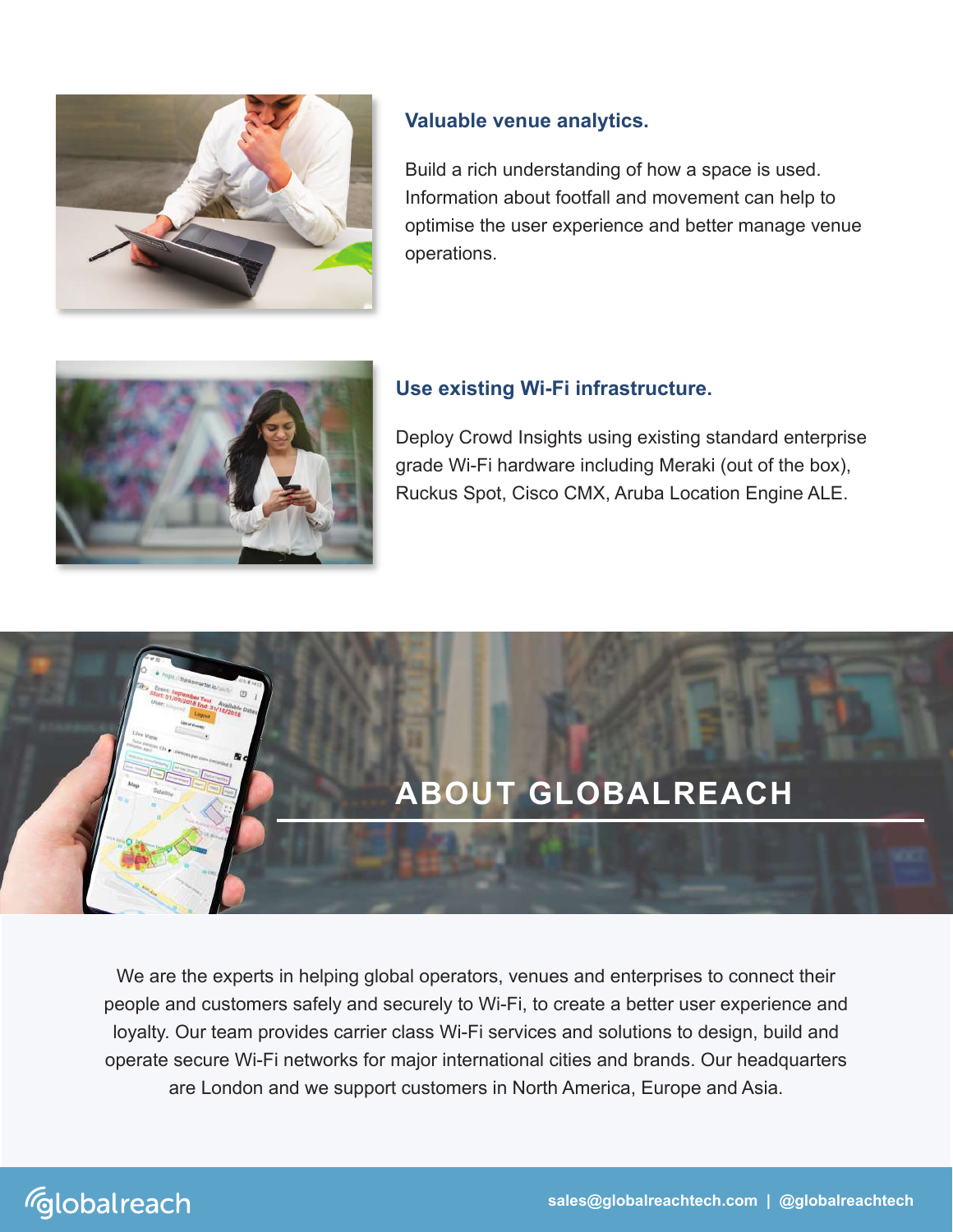### Valuable venue analytics.

Build a rich understanding of how a space is used. Information about footfall and movement can help to optimise the user experience and better manage venue operations.

### Use existing Wi-Fi infrastructure.

Deploy Crowd Insights using existing standard enterprise grade Wi-Fi hardware including Meraki (out of the box), Ruckus Spot, Cisco CMX, Aruba Location Engine ALE.

## ABOUT GLOBALREACH

We are the experts in helping global operators, venues and enterprises to connect their people and customers safely and securely to Wi-Fi, to create a better user experience and loyalty. Our team provides carrier class Wi-Fi services and solutions to design, build and operate secure Wi-Fi networks for major international cities and brands. Our headquarters are London and we support customers in North America, Europe and Asia.

globalreach

**sales@globalreachtech.com | @globalreachtech**